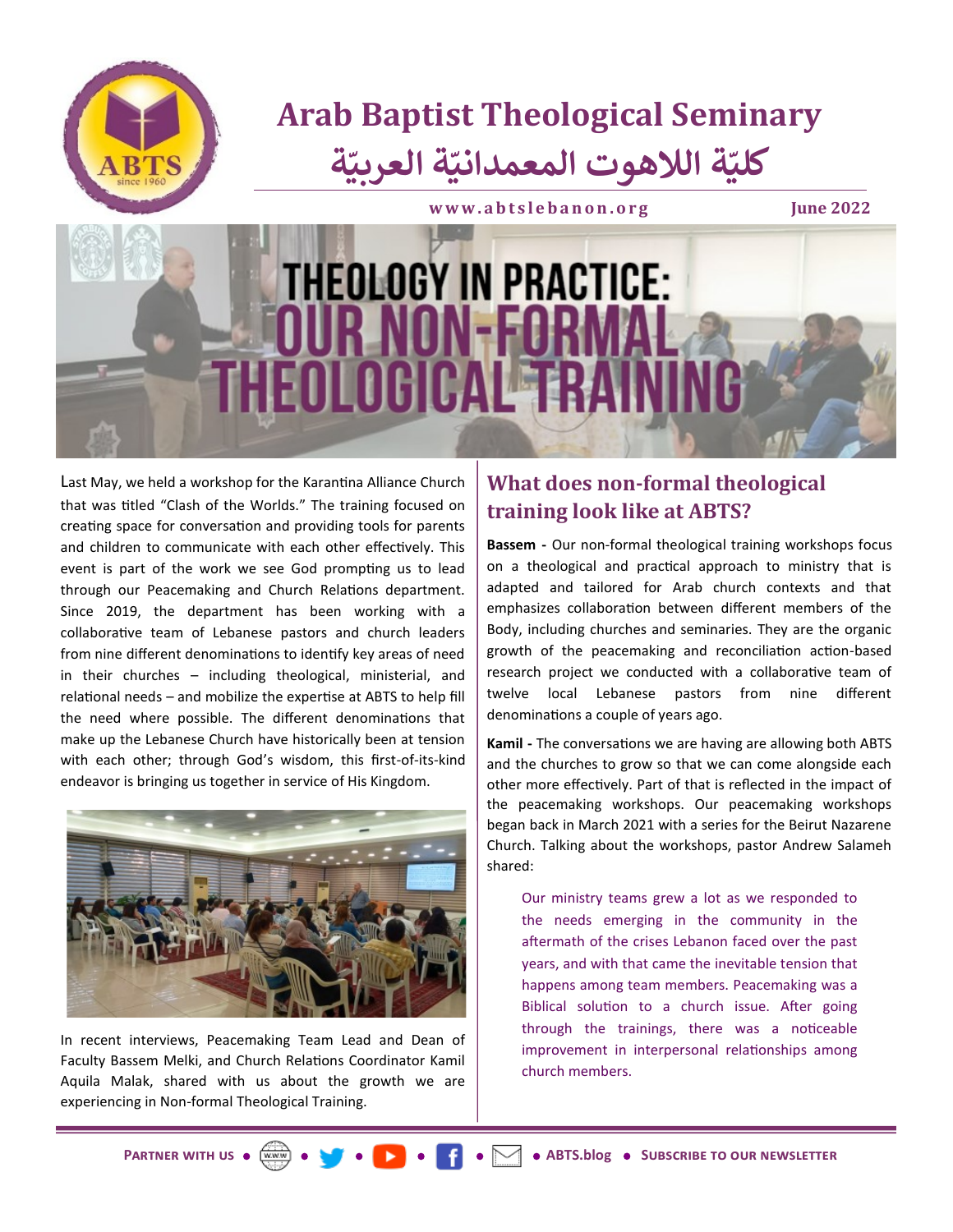# Arab Baptist Theological Seminary

# كليّة اللاهوت المعمدانيّة العربيّة

**www.abtslebanon.org** **June 2022**

# THEOLOGY IN PRACTICE: OUR NON-FORMAL THEOLOGICAL TRAINING

Last May, we held a workshop for the Karantina Alliance Church that was titled "Clash of the Worlds." The training focused on creating space for conversation and providing tools for parents and children to communicate with each other effectively. This event is part of the work we see God prompting us to lead through our Peacemaking and Church Relations department. Since 2019, the department has been working with a collaborative team of Lebanese pastors and church leaders from nine different denominations to identify key areas of need in their churches – including theological, ministerial, and relational needs – and mobilize the expertise at ABTS to help fill the need where possible. The different denominations that make up the Lebanese Church have historically been at tension with each other; through God's wisdom, this first-of-its-kind endeavor is bringing us together in service of His Kingdom.

In recent interviews, Peacemaking Team Lead and Dean of Faculty Bassem Melki, and Church Relations Coordinator Kamil Aquila Malak, shared with us about the growth we are experiencing in Non-formal Theological Training.

## What does non-formal theological training look like at ABTS?

**Bassem -** Our non-formal theological training workshops focus on a theological and practical approach to ministry that is adapted and tailored for Arab church contexts and that emphasizes collaboration between different members of the Body, including churches and seminaries. They are the organic growth of the peacemaking and reconciliation action-based research project we conducted with a collaborative team of twelve local Lebanese pastors from nine different denominations a couple of years ago.

**Kamil -** The conversations we are having are allowing both ABTS and the churches to grow so that we can come alongside each other more effectively. Part of that is reflected in the impact of the peacemaking workshops. Our peacemaking workshops began back in March 2021 with a series for the Beirut Nazarene Church. Talking about the workshops, pastor Andrew Salameh shared:

> Our ministry teams grew a lot as we responded to the needs emerging in the community in the aftermath of the crises Lebanon faced over the past years, and with that came the inevitable tension that happens among team members. Peacemaking was a Biblical solution to a church issue. After going through the trainings, there was a noticeable improvement in interpersonal relationships among church members.

**Partner with us** • • • • • • ABTS.blog • **Subscribe to our newsletter**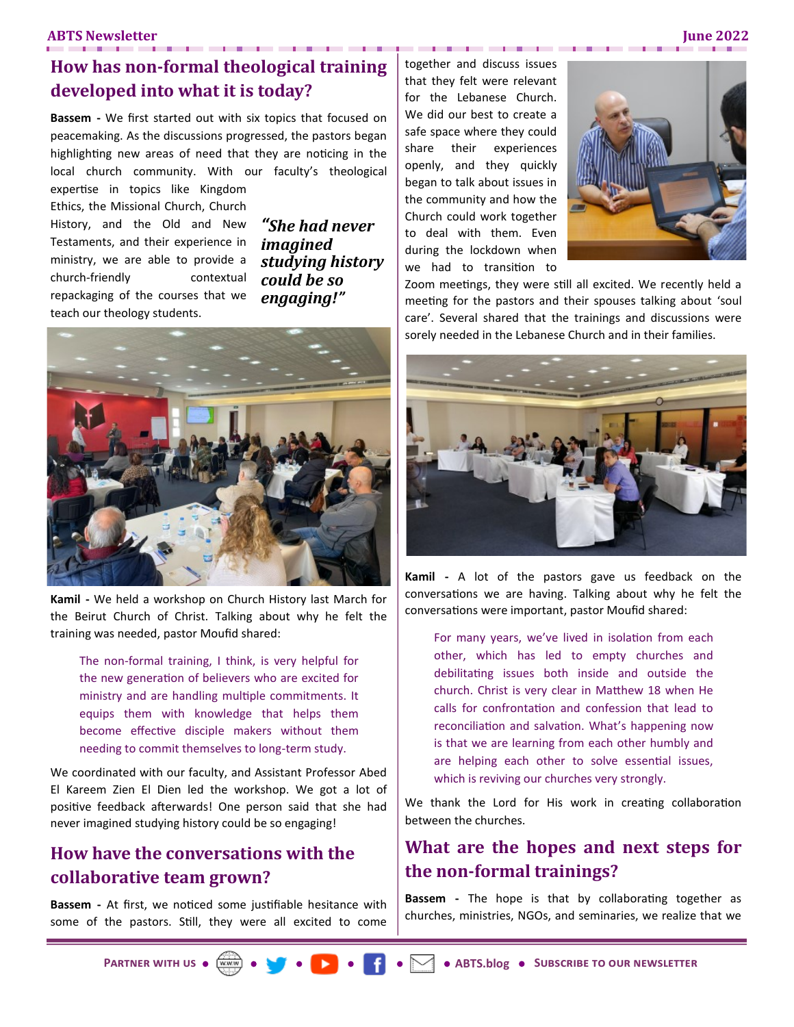## How has non-formal theological training developed into what it is today?

**Bassem -** We first started out with six topics that focused on peacemaking. As the discussions progressed, the pastors began highlighting new areas of need that they are noticing in the local church community. With our faculty's theological expertise in topics like Kingdom Ethics, the Missional Church, Church History, and the Old and New Testaments, and their experience in ministry, we are able to provide a church-friendly contextual repackaging of the courses that we teach our theology students.

***"She had never imagined studying history could be so engaging!"***

**Kamil -** We held a workshop on Church History last March for the Beirut Church of Christ. Talking about why he felt the training was needed, pastor Moufid shared:

> The non-formal training, I think, is very helpful for the new generation of believers who are excited for ministry and are handling multiple commitments. It equips them with knowledge that helps them become effective disciple makers without them needing to commit themselves to long-term study.

We coordinated with our faculty, and Assistant Professor Abed El Kareem Zien El Dien led the workshop. We got a lot of positive feedback afterwards! One person said that she had never imagined studying history could be so engaging!

## How have the conversations with the collaborative team grown?

**Bassem -** At first, we noticed some justifiable hesitance with some of the pastors. Still, they were all excited to come together and discuss issues that they felt were relevant for the Lebanese Church. We did our best to create a safe space where they could share their experiences openly, and they quickly began to talk about issues in the community and how the Church could work together to deal with them. Even during the lockdown when we had to transition to Zoom meetings, they were still all excited. We recently held a meeting for the pastors and their spouses talking about 'soul care'. Several shared that the trainings and discussions were sorely needed in the Lebanese Church and in their families.

**Kamil -** A lot of the pastors gave us feedback on the conversations we are having. Talking about why he felt the conversations were important, pastor Moufid shared:

> For many years, we've lived in isolation from each other, which has led to empty churches and debilitating issues both inside and outside the church. Christ is very clear in Matthew 18 when He calls for confrontation and confession that lead to reconciliation and salvation. What's happening now is that we are learning from each other humbly and are helping each other to solve essential issues, which is reviving our churches very strongly.

We thank the Lord for His work in creating collaboration between the churches.

## What are the hopes and next steps for the non-formal trainings?

**Bassem -** The hope is that by collaborating together as churches, ministries, NGOs, and seminaries, we realize that we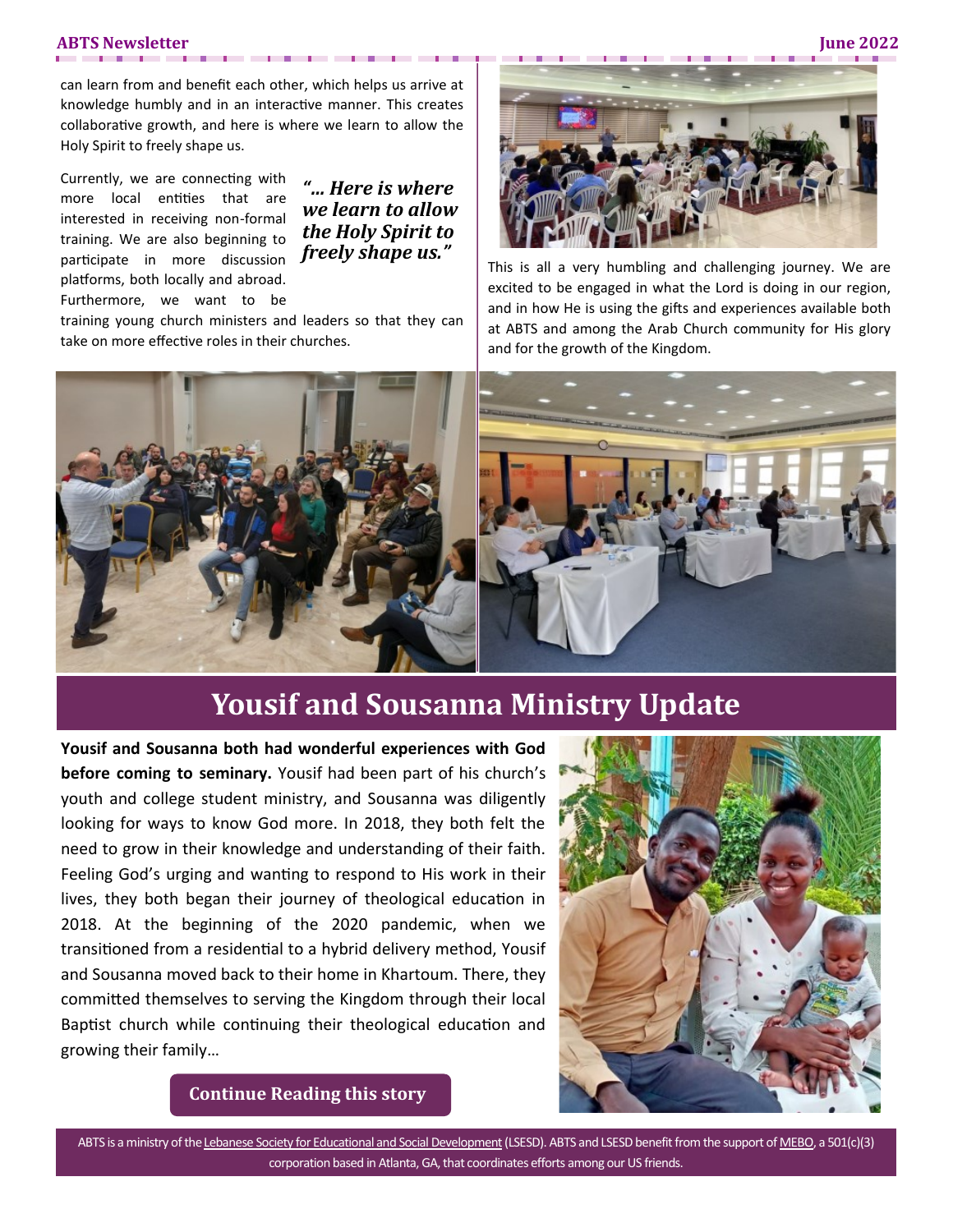can learn from and benefit each other, which helps us arrive at knowledge humbly and in an interactive manner. This creates collaborative growth, and here is where we learn to allow the Holy Spirit to freely shape us.

Currently, we are connecting with more local entities that are interested in receiving non-formal training. We are also beginning to participate in more discussion platforms, both locally and abroad. Furthermore, we want to be training young church ministers and leaders so that they can take on more effective roles in their churches.

> ***"… Here is where we learn to allow the Holy Spirit to freely shape us."***

This is all a very humbling and challenging journey. We are excited to be engaged in what the Lord is doing in our region, and in how He is using the gifts and experiences available both at ABTS and among the Arab Church community for His glory and for the growth of the Kingdom.

# Yousif and Sousanna Ministry Update

**Yousif and Sousanna both had wonderful experiences with God before coming to seminary.** Yousif had been part of his church's youth and college student ministry, and Sousanna was diligently looking for ways to know God more. In 2018, they both felt the need to grow in their knowledge and understanding of their faith. Feeling God's urging and wanting to respond to His work in their lives, they both began their journey of theological education in 2018. At the beginning of the 2020 pandemic, when we transitioned from a residential to a hybrid delivery method, Yousif and Sousanna moved back to their home in Khartoum. There, they committed themselves to serving the Kingdom through their local Baptist church while continuing their theological education and growing their family…

**Continue Reading this story**

ABTS is a ministry of the Lebanese Society for Educational and Social Development (LSESD). ABTS and LSESD benefit from the support of MEBO, a 501(c)(3) corporation based in Atlanta, GA, that coordinates efforts among our US friends.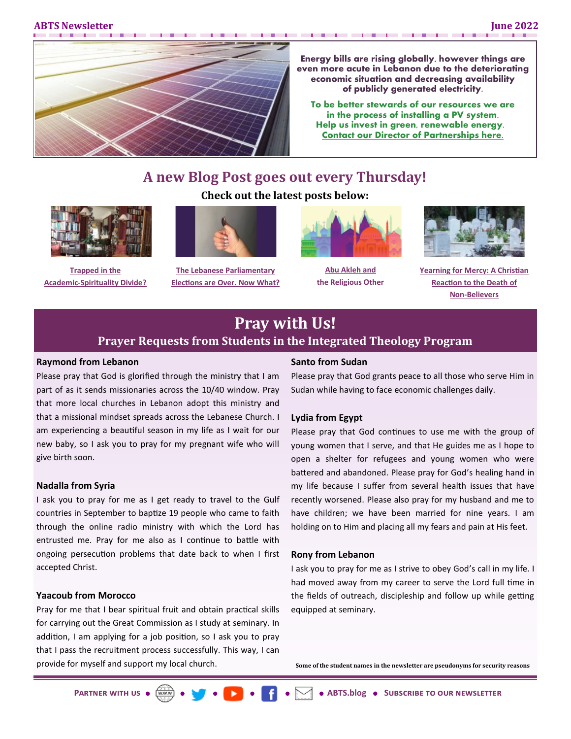Energy bills are rising globally, however things are even more acute in Lebanon due to the deteriorating economic situation and decreasing availability of publicly generated electricity.

**To be better stewards of our resources we are in the process of installing a PV system. Help us invest in green, renewable energy. Contact our Director of Partnerships here.**

## A new Blog Post goes out every Thursday!

**Check out the latest posts below:**

Trapped in the Academic-Spirituality Divide?

The Lebanese Parliamentary Elections are Over. Now What?

Abu Akleh and the Religious Other

Yearning for Mercy: A Christian Reaction to the Death of Non-Believers

# Pray with Us!

## Prayer Requests from Students in the Integrated Theology Program

**Raymond from Lebanon**

Please pray that God is glorified through the ministry that I am part of as it sends missionaries across the 10/40 window. Pray that more local churches in Lebanon adopt this ministry and that a missional mindset spreads across the Lebanese Church. I am experiencing a beautiful season in my life as I wait for our new baby, so I ask you to pray for my pregnant wife who will give birth soon.

**Nadalla from Syria**

I ask you to pray for me as I get ready to travel to the Gulf countries in September to baptize 19 people who came to faith through the online radio ministry with which the Lord has entrusted me. Pray for me also as I continue to battle with ongoing persecution problems that date back to when I first accepted Christ.

**Yaacoub from Morocco**

Pray for me that I bear spiritual fruit and obtain practical skills for carrying out the Great Commission as I study at seminary. In addition, I am applying for a job position, so I ask you to pray that I pass the recruitment process successfully. This way, I can provide for myself and support my local church.

**Santo from Sudan**

Please pray that God grants peace to all those who serve Him in Sudan while having to face economic challenges daily.

**Lydia from Egypt**

Please pray that God continues to use me with the group of young women that I serve, and that He guides me as I hope to open a shelter for refugees and young women who were battered and abandoned. Please pray for God's healing hand in my life because I suffer from several health issues that have recently worsened. Please also pray for my husband and me to have children; we have been married for nine years. I am holding on to Him and placing all my fears and pain at His feet.

**Rony from Lebanon**

I ask you to pray for me as I strive to obey God's call in my life. I had moved away from my career to serve the Lord full time in the fields of outreach, discipleship and follow up while getting equipped at seminary.

**Some of the student names in the newsletter are pseudonyms for security reasons**

PARTNER WITH US • • • • • • ABTS.blog • SUBSCRIBE TO OUR NEWSLETTER